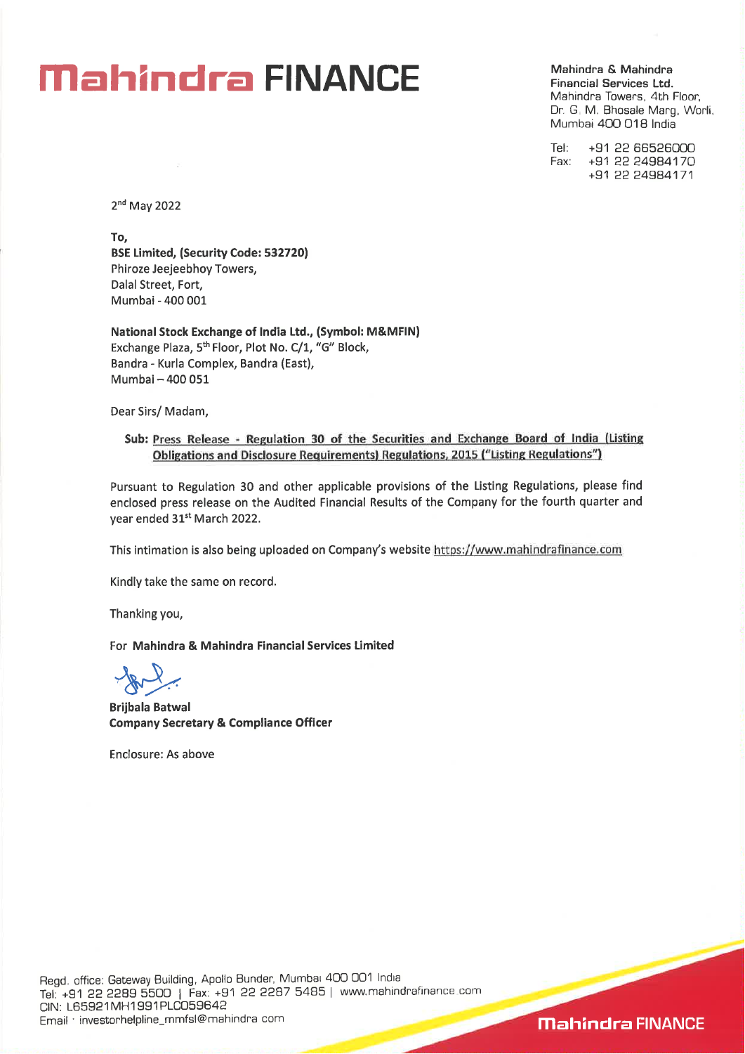# Mahindra FINANCE

**Mahindra & Mahindra Financial Services Ltd.**
Mahindra Towers, 4th Floor,
Dr. G. M. Bhosale Marg, Worli,
Mumbai 400 018 India

Tel: +91 22 66526000
Fax: +91 22 24984170
+91 22 24984171

2nd May 2022

**To,**
**BSE Limited, (Security Code: 532720)**
Phiroze Jeejeebhoy Towers,
Dalal Street, Fort,
Mumbai - 400 001

**National Stock Exchange of India Ltd., (Symbol: M&MFIN)**
Exchange Plaza, 5th Floor, Plot No. C/1, "G" Block,
Bandra - Kurla Complex, Bandra (East),
Mumbai – 400 051

Dear Sirs/ Madam,

**Sub: Press Release - Regulation 30 of the Securities and Exchange Board of India (Listing Obligations and Disclosure Requirements) Regulations, 2015 ("Listing Regulations")**

Pursuant to Regulation 30 and other applicable provisions of the Listing Regulations, please find enclosed press release on the Audited Financial Results of the Company for the fourth quarter and year ended 31st March 2022.

This intimation is also being uploaded on Company's website https://www.mahindrafinance.com

Kindly take the same on record.

Thanking you,

For **Mahindra & Mahindra Financial Services Limited**

**Brijbala Batwal**
**Company Secretary & Compliance Officer**

Enclosure: As above

Regd. office: Gateway Building, Apollo Bunder, Mumbai 400 001 India
Tel: +91 22 2289 5500 | Fax: +91 22 2287 5485 | www.mahindrafinance.com
CIN: L65921MH1991PLC059642
Email : investorhelpline_mmfsl@mahindra.com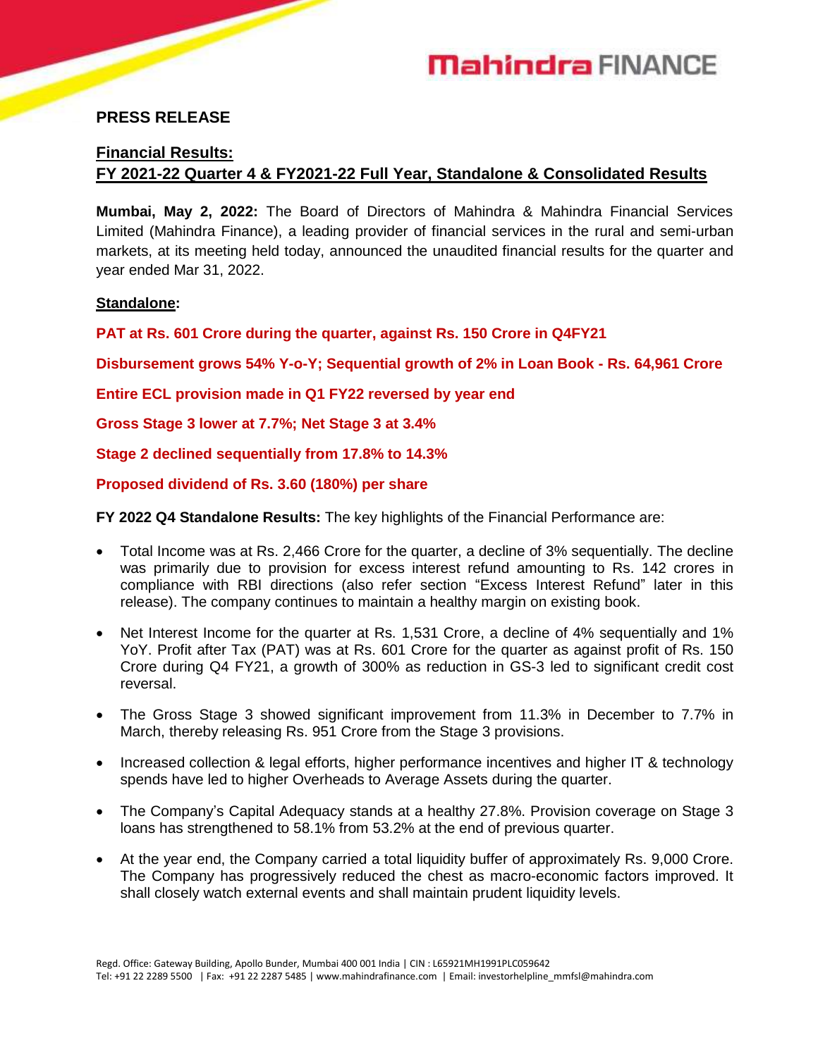**PRESS RELEASE**

**Financial Results:**
**FY 2021-22 Quarter 4 & FY2021-22 Full Year, Standalone & Consolidated Results**

**Mumbai, May 2, 2022:** The Board of Directors of Mahindra & Mahindra Financial Services Limited (Mahindra Finance), a leading provider of financial services in the rural and semi-urban markets, at its meeting held today, announced the unaudited financial results for the quarter and year ended Mar 31, 2022.

**Standalone:**

**PAT at Rs. 601 Crore during the quarter, against Rs. 150 Crore in Q4FY21**

**Disbursement grows 54% Y-o-Y; Sequential growth of 2% in Loan Book - Rs. 64,961 Crore**

**Entire ECL provision made in Q1 FY22 reversed by year end**

**Gross Stage 3 lower at 7.7%; Net Stage 3 at 3.4%**

**Stage 2 declined sequentially from 17.8% to 14.3%**

**Proposed dividend of Rs. 3.60 (180%) per share**

**FY 2022 Q4 Standalone Results:** The key highlights of the Financial Performance are:

- Total Income was at Rs. 2,466 Crore for the quarter, a decline of 3% sequentially. The decline was primarily due to provision for excess interest refund amounting to Rs. 142 crores in compliance with RBI directions (also refer section "Excess Interest Refund" later in this release). The company continues to maintain a healthy margin on existing book.
- Net Interest Income for the quarter at Rs. 1,531 Crore, a decline of 4% sequentially and 1% YoY. Profit after Tax (PAT) was at Rs. 601 Crore for the quarter as against profit of Rs. 150 Crore during Q4 FY21, a growth of 300% as reduction in GS-3 led to significant credit cost reversal.
- The Gross Stage 3 showed significant improvement from 11.3% in December to 7.7% in March, thereby releasing Rs. 951 Crore from the Stage 3 provisions.
- Increased collection & legal efforts, higher performance incentives and higher IT & technology spends have led to higher Overheads to Average Assets during the quarter.
- The Company's Capital Adequacy stands at a healthy 27.8%. Provision coverage on Stage 3 loans has strengthened to 58.1% from 53.2% at the end of previous quarter.
- At the year end, the Company carried a total liquidity buffer of approximately Rs. 9,000 Crore. The Company has progressively reduced the chest as macro-economic factors improved. It shall closely watch external events and shall maintain prudent liquidity levels.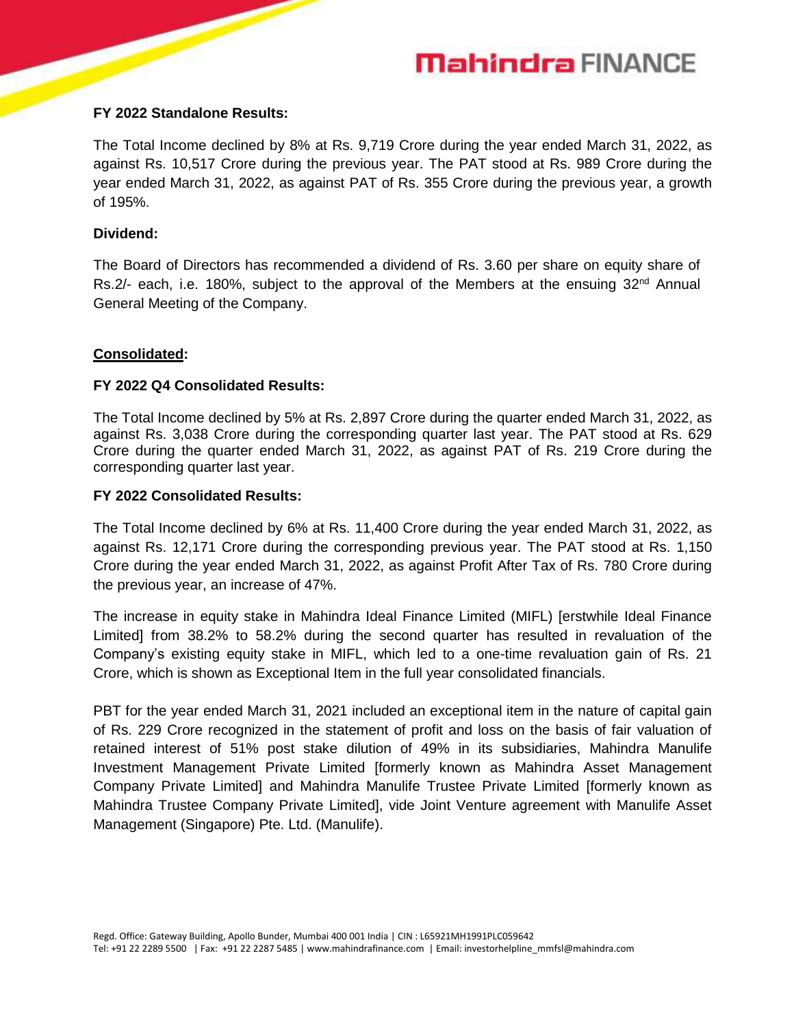**FY 2022 Standalone Results:**

The Total Income declined by 8% at Rs. 9,719 Crore during the year ended March 31, 2022, as against Rs. 10,517 Crore during the previous year. The PAT stood at Rs. 989 Crore during the year ended March 31, 2022, as against PAT of Rs. 355 Crore during the previous year, a growth of 195%.

**Dividend:**

The Board of Directors has recommended a dividend of Rs. 3.60 per share on equity share of Rs.2/- each, i.e. 180%, subject to the approval of the Members at the ensuing 32nd Annual General Meeting of the Company.

**Consolidated:**

**FY 2022 Q4 Consolidated Results:**

The Total Income declined by 5% at Rs. 2,897 Crore during the quarter ended March 31, 2022, as against Rs. 3,038 Crore during the corresponding quarter last year. The PAT stood at Rs. 629 Crore during the quarter ended March 31, 2022, as against PAT of Rs. 219 Crore during the corresponding quarter last year.

**FY 2022 Consolidated Results:**

The Total Income declined by 6% at Rs. 11,400 Crore during the year ended March 31, 2022, as against Rs. 12,171 Crore during the corresponding previous year. The PAT stood at Rs. 1,150 Crore during the year ended March 31, 2022, as against Profit After Tax of Rs. 780 Crore during the previous year, an increase of 47%.

The increase in equity stake in Mahindra Ideal Finance Limited (MIFL) [erstwhile Ideal Finance Limited] from 38.2% to 58.2% during the second quarter has resulted in revaluation of the Company's existing equity stake in MIFL, which led to a one-time revaluation gain of Rs. 21 Crore, which is shown as Exceptional Item in the full year consolidated financials.

PBT for the year ended March 31, 2021 included an exceptional item in the nature of capital gain of Rs. 229 Crore recognized in the statement of profit and loss on the basis of fair valuation of retained interest of 51% post stake dilution of 49% in its subsidiaries, Mahindra Manulife Investment Management Private Limited [formerly known as Mahindra Asset Management Company Private Limited] and Mahindra Manulife Trustee Private Limited [formerly known as Mahindra Trustee Company Private Limited], vide Joint Venture agreement with Manulife Asset Management (Singapore) Pte. Ltd. (Manulife).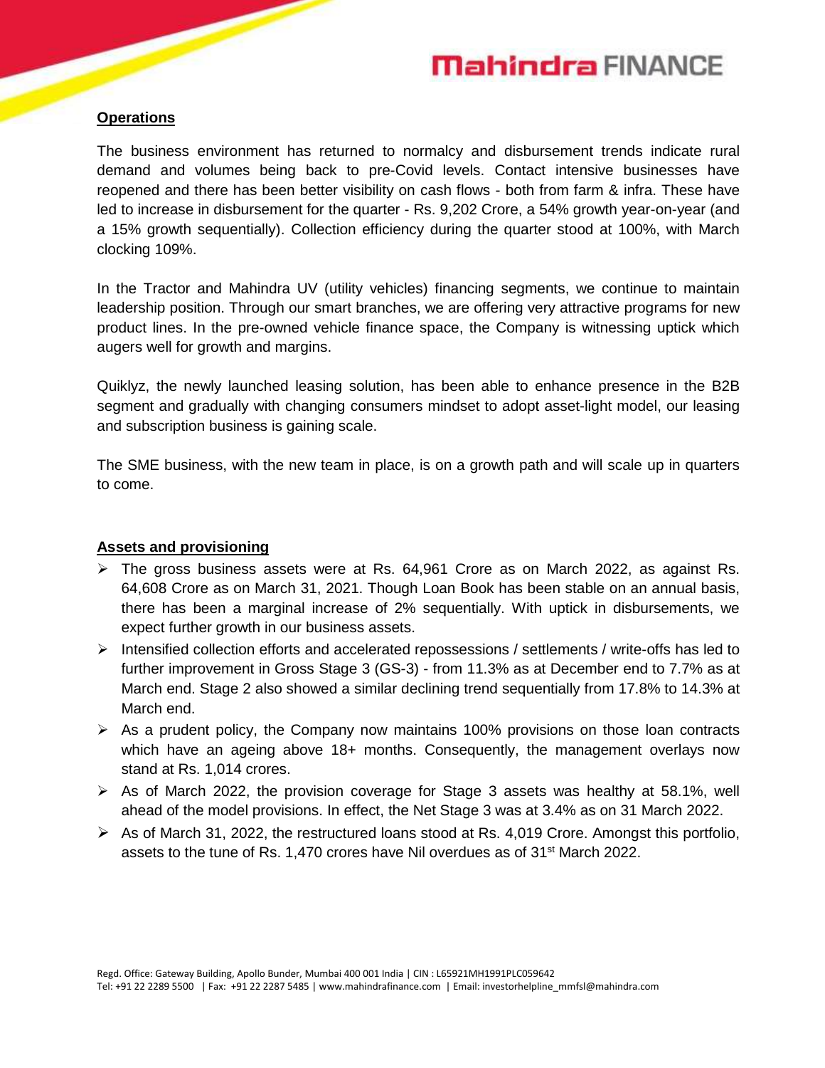## Operations

The business environment has returned to normalcy and disbursement trends indicate rural demand and volumes being back to pre-Covid levels. Contact intensive businesses have reopened and there has been better visibility on cash flows - both from farm & infra. These have led to increase in disbursement for the quarter - Rs. 9,202 Crore, a 54% growth year-on-year (and a 15% growth sequentially). Collection efficiency during the quarter stood at 100%, with March clocking 109%.

In the Tractor and Mahindra UV (utility vehicles) financing segments, we continue to maintain leadership position. Through our smart branches, we are offering very attractive programs for new product lines. In the pre-owned vehicle finance space, the Company is witnessing uptick which augers well for growth and margins.

Quiklyz, the newly launched leasing solution, has been able to enhance presence in the B2B segment and gradually with changing consumers mindset to adopt asset-light model, our leasing and subscription business is gaining scale.

The SME business, with the new team in place, is on a growth path and will scale up in quarters to come.

## Assets and provisioning

- The gross business assets were at Rs. 64,961 Crore as on March 2022, as against Rs. 64,608 Crore as on March 31, 2021. Though Loan Book has been stable on an annual basis, there has been a marginal increase of 2% sequentially. With uptick in disbursements, we expect further growth in our business assets.
- Intensified collection efforts and accelerated repossessions / settlements / write-offs has led to further improvement in Gross Stage 3 (GS-3) - from 11.3% as at December end to 7.7% as at March end. Stage 2 also showed a similar declining trend sequentially from 17.8% to 14.3% at March end.
- As a prudent policy, the Company now maintains 100% provisions on those loan contracts which have an ageing above 18+ months. Consequently, the management overlays now stand at Rs. 1,014 crores.
- As of March 2022, the provision coverage for Stage 3 assets was healthy at 58.1%, well ahead of the model provisions. In effect, the Net Stage 3 was at 3.4% as on 31 March 2022.
- As of March 31, 2022, the restructured loans stood at Rs. 4,019 Crore. Amongst this portfolio, assets to the tune of Rs. 1,470 crores have Nil overdues as of 31st March 2022.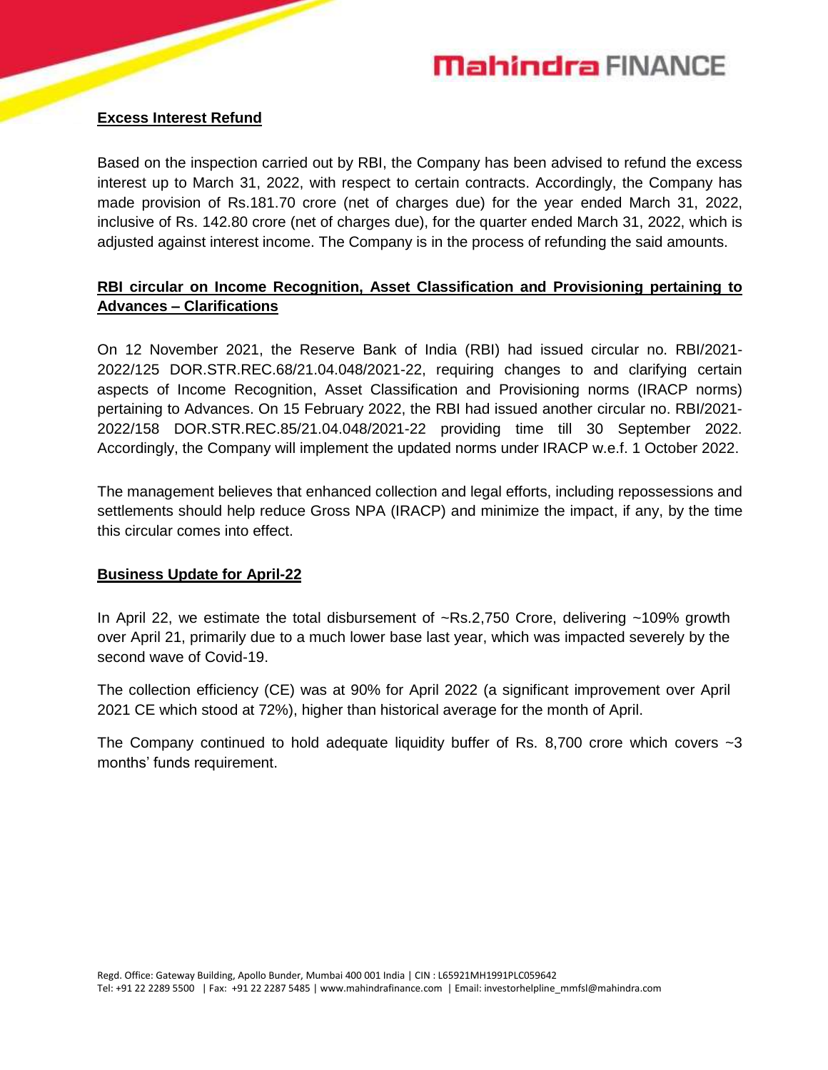**Excess Interest Refund**

Based on the inspection carried out by RBI, the Company has been advised to refund the excess interest up to March 31, 2022, with respect to certain contracts. Accordingly, the Company has made provision of Rs.181.70 crore (net of charges due) for the year ended March 31, 2022, inclusive of Rs. 142.80 crore (net of charges due), for the quarter ended March 31, 2022, which is adjusted against interest income. The Company is in the process of refunding the said amounts.

**RBI circular on Income Recognition, Asset Classification and Provisioning pertaining to Advances – Clarifications**

On 12 November 2021, the Reserve Bank of India (RBI) had issued circular no. RBI/2021-2022/125 DOR.STR.REC.68/21.04.048/2021-22, requiring changes to and clarifying certain aspects of Income Recognition, Asset Classification and Provisioning norms (IRACP norms) pertaining to Advances. On 15 February 2022, the RBI had issued another circular no. RBI/2021-2022/158 DOR.STR.REC.85/21.04.048/2021-22 providing time till 30 September 2022. Accordingly, the Company will implement the updated norms under IRACP w.e.f. 1 October 2022.

The management believes that enhanced collection and legal efforts, including repossessions and settlements should help reduce Gross NPA (IRACP) and minimize the impact, if any, by the time this circular comes into effect.

**Business Update for April-22**

In April 22, we estimate the total disbursement of ~Rs.2,750 Crore, delivering ~109% growth over April 21, primarily due to a much lower base last year, which was impacted severely by the second wave of Covid-19.

The collection efficiency (CE) was at 90% for April 2022 (a significant improvement over April 2021 CE which stood at 72%), higher than historical average for the month of April.

The Company continued to hold adequate liquidity buffer of Rs. 8,700 crore which covers ~3 months' funds requirement.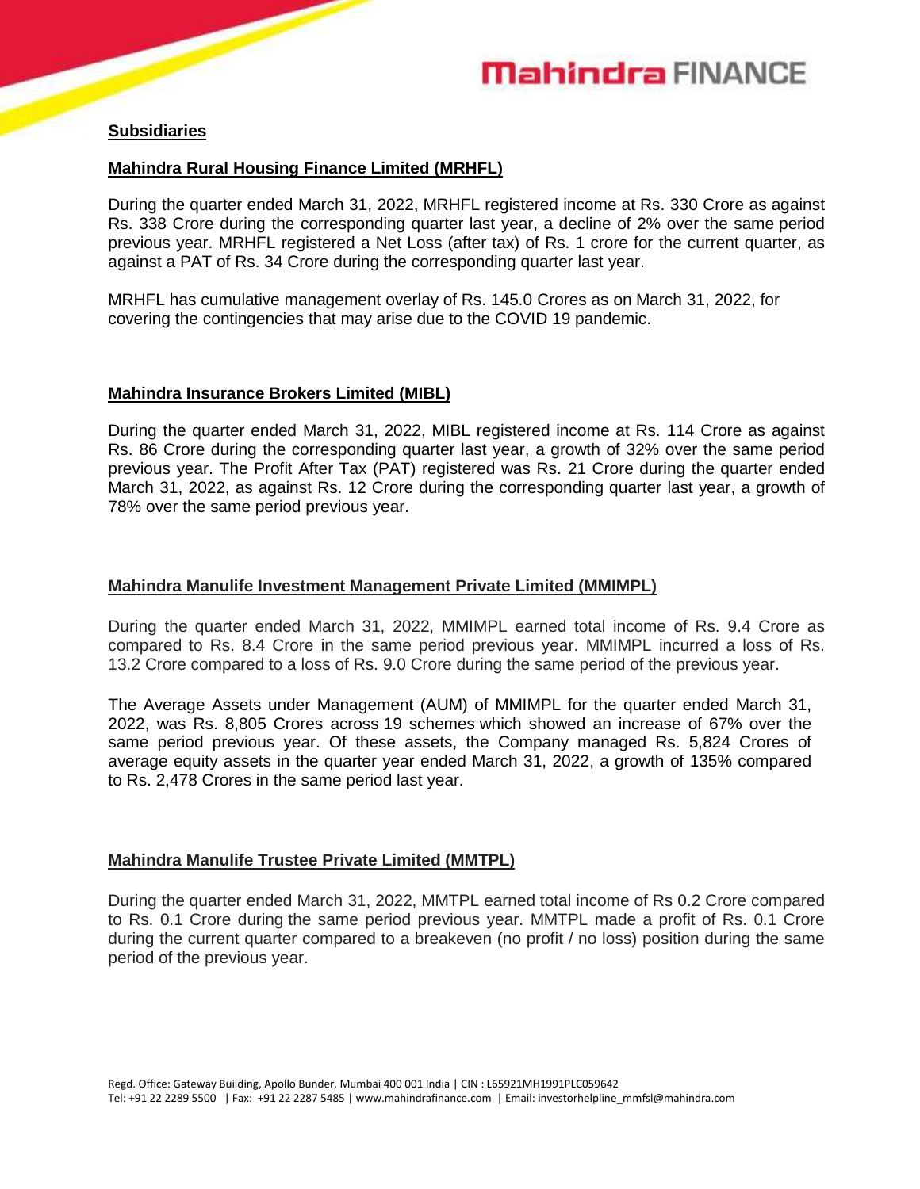## **Subsidiaries**

### **Mahindra Rural Housing Finance Limited (MRHFL)**

During the quarter ended March 31, 2022, MRHFL registered income at Rs. 330 Crore as against Rs. 338 Crore during the corresponding quarter last year, a decline of 2% over the same period previous year. MRHFL registered a Net Loss (after tax) of Rs. 1 crore for the current quarter, as against a PAT of Rs. 34 Crore during the corresponding quarter last year.

MRHFL has cumulative management overlay of Rs. 145.0 Crores as on March 31, 2022, for covering the contingencies that may arise due to the COVID 19 pandemic.

### **Mahindra Insurance Brokers Limited (MIBL)**

During the quarter ended March 31, 2022, MIBL registered income at Rs. 114 Crore as against Rs. 86 Crore during the corresponding quarter last year, a growth of 32% over the same period previous year. The Profit After Tax (PAT) registered was Rs. 21 Crore during the quarter ended March 31, 2022, as against Rs. 12 Crore during the corresponding quarter last year, a growth of 78% over the same period previous year.

### **Mahindra Manulife Investment Management Private Limited (MMIMPL)**

During the quarter ended March 31, 2022, MMIMPL earned total income of Rs. 9.4 Crore as compared to Rs. 8.4 Crore in the same period previous year. MMIMPL incurred a loss of Rs. 13.2 Crore compared to a loss of Rs. 9.0 Crore during the same period of the previous year.

The Average Assets under Management (AUM) of MMIMPL for the quarter ended March 31, 2022, was Rs. 8,805 Crores across 19 schemes which showed an increase of 67% over the same period previous year. Of these assets, the Company managed Rs. 5,824 Crores of average equity assets in the quarter year ended March 31, 2022, a growth of 135% compared to Rs. 2,478 Crores in the same period last year.

### **Mahindra Manulife Trustee Private Limited (MMTPL)**

During the quarter ended March 31, 2022, MMTPL earned total income of Rs 0.2 Crore compared to Rs. 0.1 Crore during the same period previous year. MMTPL made a profit of Rs. 0.1 Crore during the current quarter compared to a breakeven (no profit / no loss) position during the same period of the previous year.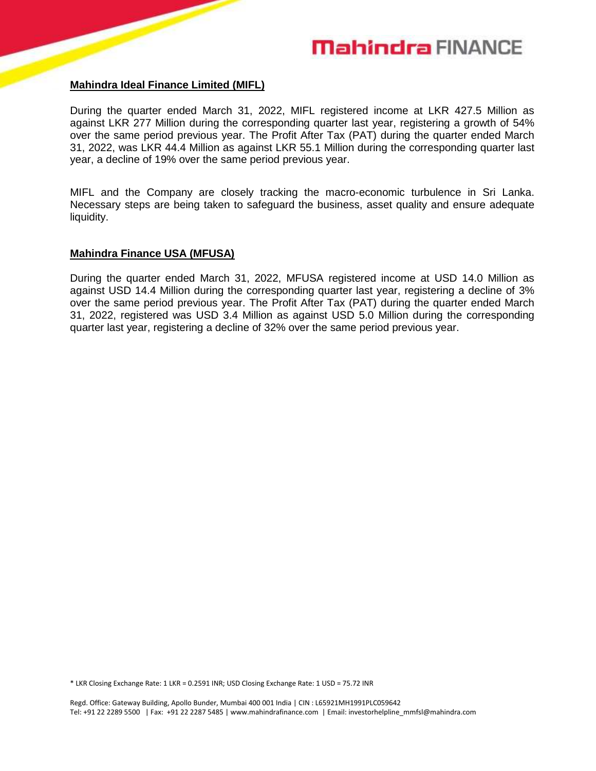**Mahindra Ideal Finance Limited (MIFL)**

During the quarter ended March 31, 2022, MIFL registered income at LKR 427.5 Million as against LKR 277 Million during the corresponding quarter last year, registering a growth of 54% over the same period previous year. The Profit After Tax (PAT) during the quarter ended March 31, 2022, was LKR 44.4 Million as against LKR 55.1 Million during the corresponding quarter last year, a decline of 19% over the same period previous year.

MIFL and the Company are closely tracking the macro-economic turbulence in Sri Lanka. Necessary steps are being taken to safeguard the business, asset quality and ensure adequate liquidity.

**Mahindra Finance USA (MFUSA)**

During the quarter ended March 31, 2022, MFUSA registered income at USD 14.0 Million as against USD 14.4 Million during the corresponding quarter last year, registering a decline of 3% over the same period previous year. The Profit After Tax (PAT) during the quarter ended March 31, 2022, registered was USD 3.4 Million as against USD 5.0 Million during the corresponding quarter last year, registering a decline of 32% over the same period previous year.

* LKR Closing Exchange Rate: 1 LKR = 0.2591 INR; USD Closing Exchange Rate: 1 USD = 75.72 INR

Regd. Office: Gateway Building, Apollo Bunder, Mumbai 400 001 India | CIN : L65921MH1991PLC059642
Tel: +91 22 2289 5500 | Fax: +91 22 2287 5485 | www.mahindrafinance.com | Email: investorhelpline_mmfsl@mahindra.com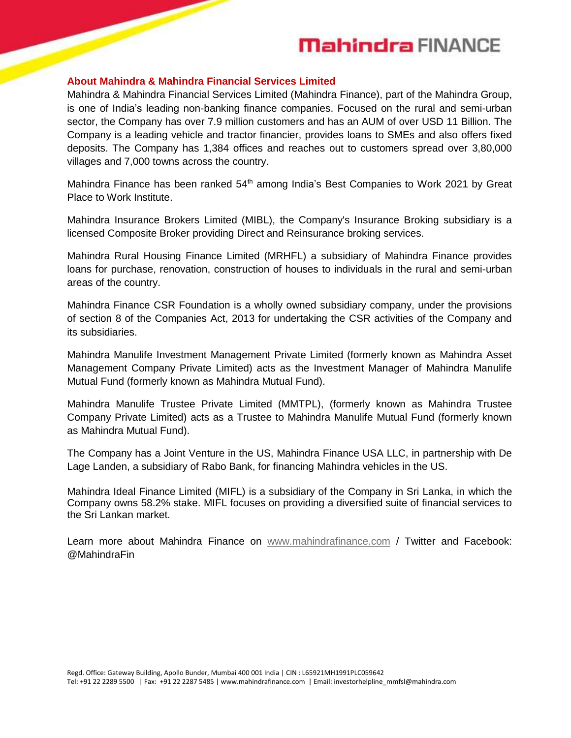## About Mahindra & Mahindra Financial Services Limited

Mahindra & Mahindra Financial Services Limited (Mahindra Finance), part of the Mahindra Group, is one of India's leading non-banking finance companies. Focused on the rural and semi-urban sector, the Company has over 7.9 million customers and has an AUM of over USD 11 Billion. The Company is a leading vehicle and tractor financier, provides loans to SMEs and also offers fixed deposits. The Company has 1,384 offices and reaches out to customers spread over 3,80,000 villages and 7,000 towns across the country.

Mahindra Finance has been ranked 54th among India's Best Companies to Work 2021 by Great Place to Work Institute.

Mahindra Insurance Brokers Limited (MIBL), the Company's Insurance Broking subsidiary is a licensed Composite Broker providing Direct and Reinsurance broking services.

Mahindra Rural Housing Finance Limited (MRHFL) a subsidiary of Mahindra Finance provides loans for purchase, renovation, construction of houses to individuals in the rural and semi-urban areas of the country.

Mahindra Finance CSR Foundation is a wholly owned subsidiary company, under the provisions of section 8 of the Companies Act, 2013 for undertaking the CSR activities of the Company and its subsidiaries.

Mahindra Manulife Investment Management Private Limited (formerly known as Mahindra Asset Management Company Private Limited) acts as the Investment Manager of Mahindra Manulife Mutual Fund (formerly known as Mahindra Mutual Fund).

Mahindra Manulife Trustee Private Limited (MMTPL), (formerly known as Mahindra Trustee Company Private Limited) acts as a Trustee to Mahindra Manulife Mutual Fund (formerly known as Mahindra Mutual Fund).

The Company has a Joint Venture in the US, Mahindra Finance USA LLC, in partnership with De Lage Landen, a subsidiary of Rabo Bank, for financing Mahindra vehicles in the US.

Mahindra Ideal Finance Limited (MIFL) is a subsidiary of the Company in Sri Lanka, in which the Company owns 58.2% stake. MIFL focuses on providing a diversified suite of financial services to the Sri Lankan market.

Learn more about Mahindra Finance on www.mahindrafinance.com / Twitter and Facebook: @MahindraFin

Regd. Office: Gateway Building, Apollo Bunder, Mumbai 400 001 India | CIN : L65921MH1991PLC059642
Tel: +91 22 2289 5500 | Fax: +91 22 2287 5485 | www.mahindrafinance.com | Email: investorhelpline_mmfsl@mahindra.com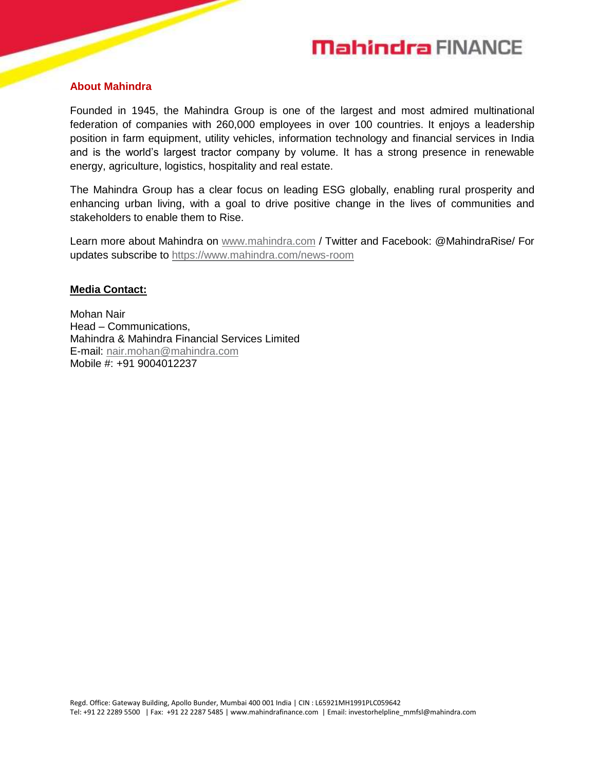## About Mahindra

Founded in 1945, the Mahindra Group is one of the largest and most admired multinational federation of companies with 260,000 employees in over 100 countries. It enjoys a leadership position in farm equipment, utility vehicles, information technology and financial services in India and is the world's largest tractor company by volume. It has a strong presence in renewable energy, agriculture, logistics, hospitality and real estate.

The Mahindra Group has a clear focus on leading ESG globally, enabling rural prosperity and enhancing urban living, with a goal to drive positive change in the lives of communities and stakeholders to enable them to Rise.

Learn more about Mahindra on www.mahindra.com / Twitter and Facebook: @MahindraRise/ For updates subscribe to https://www.mahindra.com/news-room

**Media Contact:**

Mohan Nair  
Head – Communications,  
Mahindra & Mahindra Financial Services Limited  
E-mail: nair.mohan@mahindra.com  
Mobile #: +91 9004012237

Regd. Office: Gateway Building, Apollo Bunder, Mumbai 400 001 India | CIN : L65921MH1991PLC059642  
Tel: +91 22 2289 5500 | Fax: +91 22 2287 5485 | www.mahindrafinance.com | Email: investorhelpline_mmfsl@mahindra.com